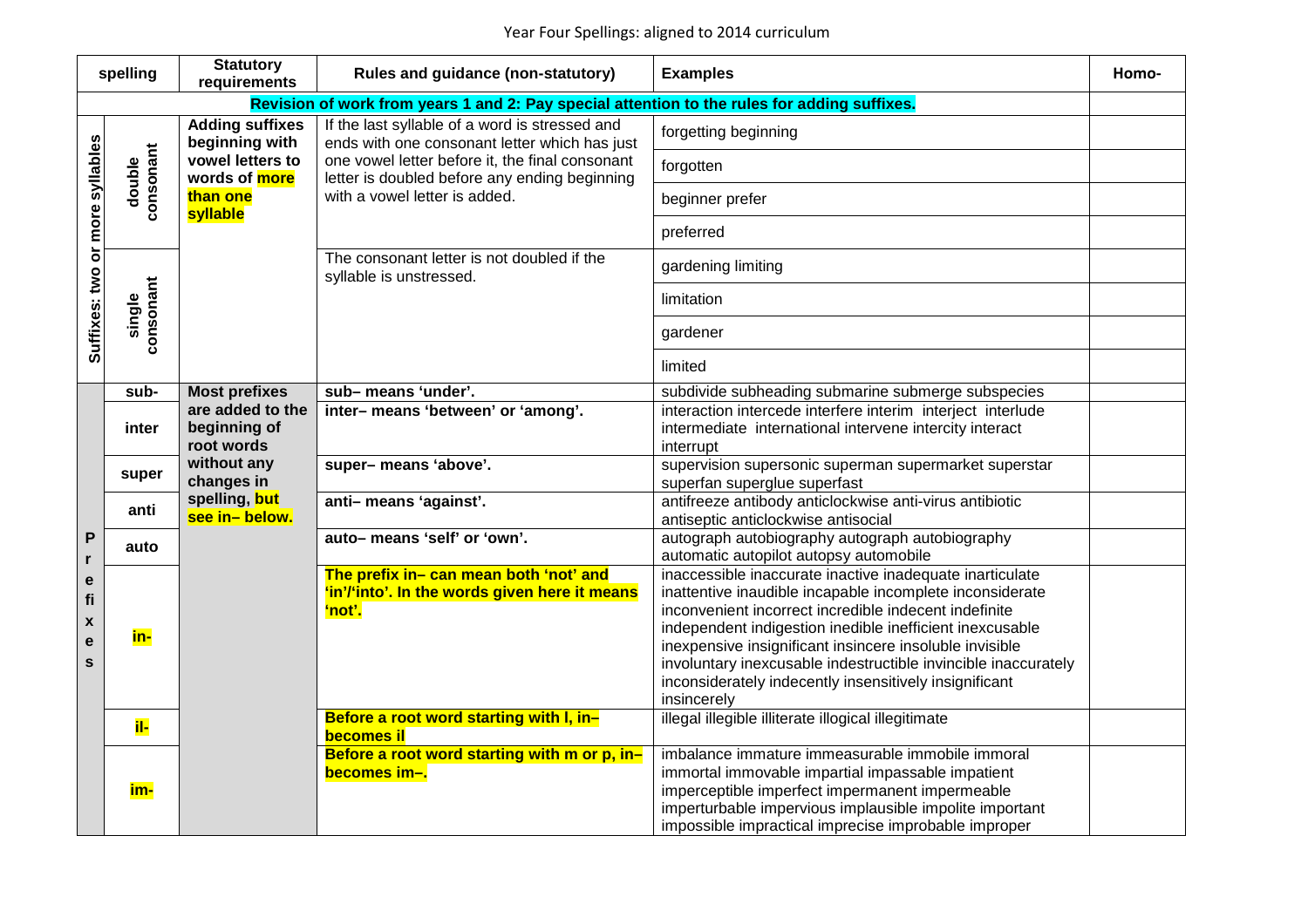# Year Four Spellings: aligned to 2014 curriculum

| spelling | | Statutory requirements | Rules and guidance (non-statutory) | Examples | Homo- |
|---|---|---|---|---|---|
| **Revision of work from years 1 and 2: Pay special attention to the rules for adding suffixes.** | | | | | |
| Suffixes: two or more syllables | double consonant | **Adding suffixes beginning with vowel letters to words of more than one syllable** | If the last syllable of a word is stressed and ends with one consonant letter which has just one vowel letter before it, the final consonant letter is doubled before any ending beginning with a vowel letter is added. | forgetting beginning | |
| | | | | forgotten | |
| | | | | beginner prefer | |
| | | | | preferred | |
| | single consonant | | The consonant letter is not doubled if the syllable is unstressed. | gardening limiting | |
| | | | | limitation | |
| | | | | gardener | |
| | | | | limited | |
| Prefixes | **sub-** | **Most prefixes are added to the beginning of root words without any changes in spelling, but see in– below.** | **sub– means 'under'.** | subdivide subheading submarine submerge subspecies | |
| | **inter** | | **inter– means 'between' or 'among'.** | interaction intercede interfere interim interject interlude intermediate international intervene intercity interact interrupt | |
| | **super** | | **super– means 'above'.** | supervision supersonic superman supermarket superstar superfan superglue superfast | |
| | **anti** | | **anti– means 'against'.** | antifreeze antibody anticlockwise anti-virus antibiotic antiseptic anticlockwise antisocial | |
| | **auto** | | **auto– means 'self' or 'own'.** | autograph autobiography autograph autobiography automatic autopilot autopsy automobile | |
| | **in-** | | **The prefix in– can mean both 'not' and 'in'/'into'. In the words given here it means 'not'.** | inaccessible inaccurate inactive inadequate inarticulate inattentive inaudible incapable incomplete inconsiderate inconvenient incorrect incredible indecent indefinite independent indigestion inedible inefficient inexcusable inexpensive insignificant insincere insoluble invisible involuntary inexcusable indestructible invincible inaccurately inconsiderately indecently insensitively insignificant insincerely | |
| | **il-** | | **Before a root word starting with l, in– becomes il** | illegal illegible illiterate illogical illegitimate | |
| | **im-** | | **Before a root word starting with m or p, in– becomes im–.** | imbalance immature immeasurable immobile immoral immortal immovable impartial impassable impatient imperceptible imperfect impermanent impermeable imperturbable impervious implausible impolite important impossible impractical imprecise improbable improper | |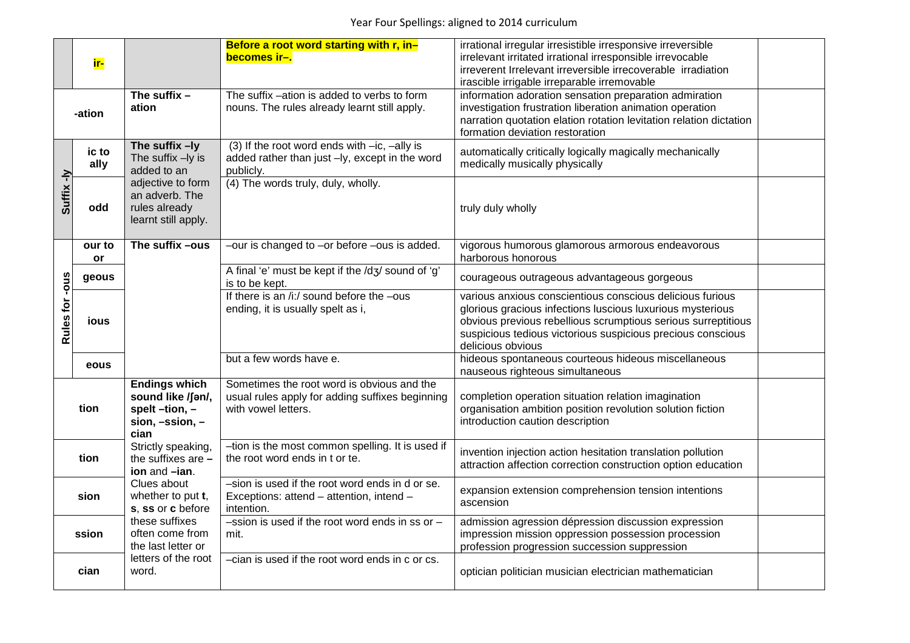Year Four Spellings: aligned to 2014 curriculum

| | | | | | |
|---|---|---|---|---|---|
| | **ir-** | | **Before a root word starting with r, in– becomes ir–.** | irrational irregular irresistible irresponsive irreversible irrelevant irritated irrational irresponsible irrevocable irreverent Irrelevant irreversible irrecoverable irradiation irascible irrigable irreparable irremovable | |
| **-ation** | | **The suffix –ation** | The suffix –ation is added to verbs to form nouns. The rules already learnt still apply. | information adoration sensation preparation admiration investigation frustration liberation animation operation narration quotation elation rotation levitation relation dictation formation deviation restoration | |
| **Suffix -ly** | **ic to ally** | **The suffix –ly** The suffix –ly is added to an adjective to form an adverb. The rules already learnt still apply. | (3) If the root word ends with –ic, –ally is added rather than just –ly, except in the word publicly. | automatically critically logically magically mechanically medically musically physically | |
| | **odd** | | (4) The words truly, duly, wholly. | truly duly wholly | |
| **Rules for -ous** | **our to or** | **The suffix –ous** | –our is changed to –or before –ous is added. | vigorous humorous glamorous armorous endeavorous harborous honorous | |
| | **geous** | | A final 'e' must be kept if the /dʒ/ sound of 'g' is to be kept. | courageous outrageous advantageous gorgeous | |
| | **ious** | | If there is an /iː/ sound before the –ous ending, it is usually spelt as i, | various anxious conscientious conscious delicious furious glorious gracious infections luscious luxurious mysterious obvious previous rebellious scrumptious serious surreptitious suspicious tedious victorious suspicious precious conscious delicious obvious | |
| | **eous** | | but a few words have e. | hideous spontaneous courteous hideous miscellaneous nauseous righteous simultaneous | |
| **tion** | | **Endings which sound like /ʃən/, spelt –tion, –sion, –ssion, –cian** | Sometimes the root word is obvious and the usual rules apply for adding suffixes beginning with vowel letters. | completion operation situation relation imagination organisation ambition position revolution solution fiction introduction caution description | |
| **tion** | | Strictly speaking, the suffixes are **–ion** and **–ian**. Clues about whether to put **t**, **s**, **ss** or **c** before these suffixes often come from the last letter or letters of the root word. | –tion is the most common spelling. It is used if the root word ends in t or te. | invention injection action hesitation translation pollution attraction affection correction construction option education | |
| **sion** | | | –sion is used if the root word ends in d or se. Exceptions: attend – attention, intend – intention. | expansion extension comprehension tension intentions ascension | |
| **ssion** | | | –ssion is used if the root word ends in ss or –mit. | admission agression dépression discussion expression impression mission oppression possession procession profession progression succession suppression | |
| **cian** | | | –cian is used if the root word ends in c or cs. | optician politician musician electrician mathematician | |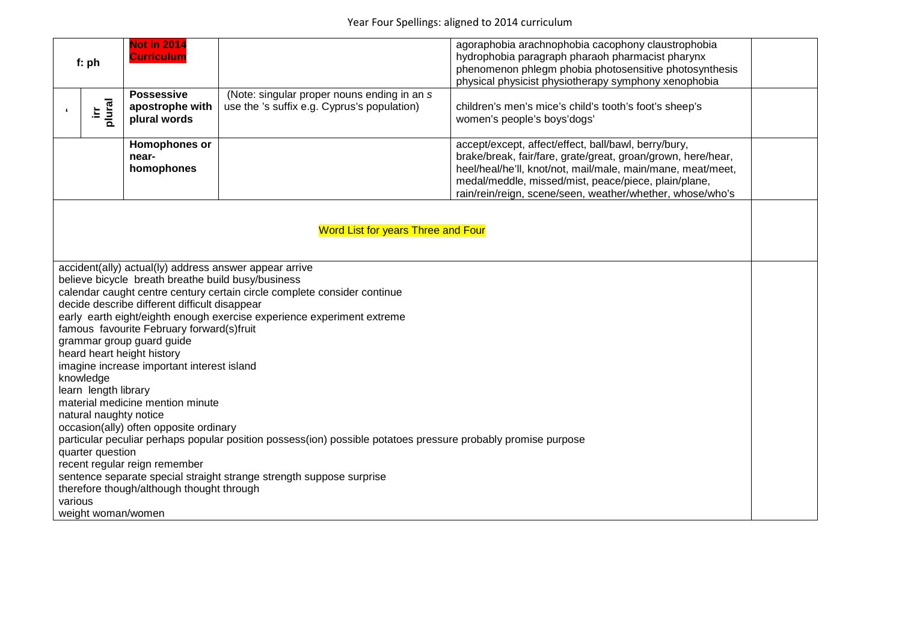Year Four Spellings: aligned to 2014 curriculum

| | | | | | |
|---|---|---|---|---|---|
| f: ph | | **Not in 2014 Curriculum** | | agoraphobia arachnophobia cacophony claustrophobia hydrophobia paragraph pharaoh pharmacist pharynx phenomenon phlegm phobia photosensitive photosynthesis physical physicist physiotherapy symphony xenophobia | |
| ‘ | irr plural | **Possessive apostrophe with plural words** | (Note: singular proper nouns ending in an s use the ’s suffix e.g. Cyprus’s population) | children’s men’s mice’s child’s tooth’s foot’s sheep’s women’s people’s boys’dogs’ | |
| | | **Homophones or near-homophones** | | accept/except, affect/effect, ball/bawl, berry/bury, brake/break, fair/fare, grate/great, groan/grown, here/hear, heel/heal/he’ll, knot/not, mail/male, main/mane, meat/meet, medal/meddle, missed/mist, peace/piece, plain/plane, rain/rein/reign, scene/seen, weather/whether, whose/who’s | |

## Word List for years Three and Four

accident(ally) actual(ly) address answer appear arrive
believe bicycle breath breathe build busy/business
calendar caught centre century certain circle complete consider continue
decide describe different difficult disappear
early earth eight/eighth enough exercise experience experiment extreme
famous favourite February forward(s)fruit
grammar group guard guide
heard heart height history
imagine increase important interest island
knowledge
learn length library
material medicine mention minute
natural naughty notice
occasion(ally) often opposite ordinary
particular peculiar perhaps popular position possess(ion) possible potatoes pressure probably promise purpose
quarter question
recent regular reign remember
sentence separate special straight strange strength suppose surprise
therefore though/although thought through
various
weight woman/women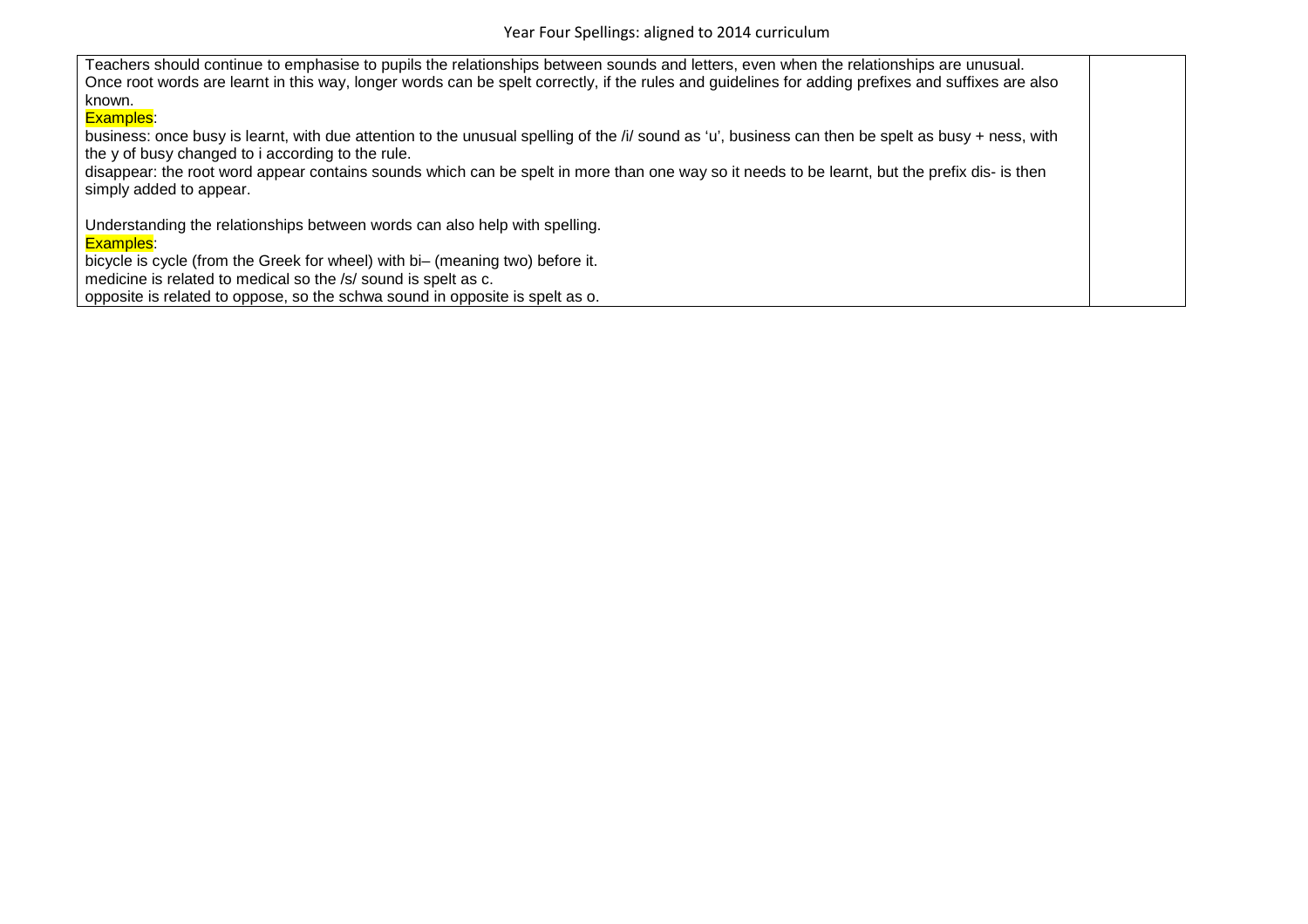| | |
|---|---|
| Teachers should continue to emphasise to pupils the relationships between sounds and letters, even when the relationships are unusual.<br>Once root words are learnt in this way, longer words can be spelt correctly, if the rules and guidelines for adding prefixes and suffixes are also known.<br>Examples:<br>business: once busy is learnt, with due attention to the unusual spelling of the /i/ sound as 'u', business can then be spelt as busy + ness, with the y of busy changed to i according to the rule.<br>disappear: the root word appear contains sounds which can be spelt in more than one way so it needs to be learnt, but the prefix dis- is then simply added to appear.<br><br>Understanding the relationships between words can also help with spelling.<br>Examples:<br>bicycle is cycle (from the Greek for wheel) with bi– (meaning two) before it.<br>medicine is related to medical so the /s/ sound is spelt as c.<br>opposite is related to oppose, so the schwa sound in opposite is spelt as o. | |